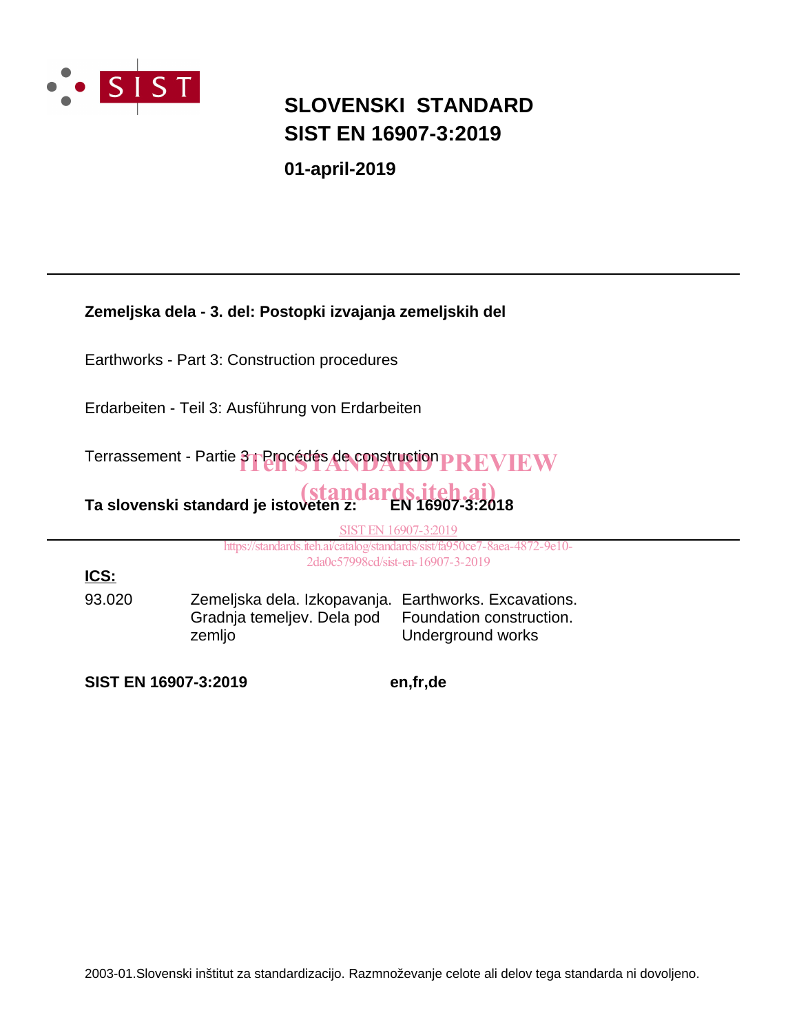# SLOVENSKI STANDARD
# SIST EN 16907-3:2019

**01-april-2019**

---

**Zemeljska dela - 3. del: Postopki izvajanja zemeljskih del**

Earthworks - Part 3: Construction procedures

Erdarbeiten - Teil 3: Ausführung von Erdarbeiten

Terrassement - Partie 3 : Procédés de construction

iTeh STANDARD PREVIEW
(standards.iteh.ai)

**Ta slovenski standard je istoveten z: EN 16907-3:2018**

SIST EN 16907-3:2019
https://standards.iteh.ai/catalog/standards/sist/fa950ce7-8aea-4872-9e10-2da0c57998cd/sist-en-16907-3-2019

---

**ICS:**

| | | |
|---|---|---|
| 93.020 | Zemeljska dela. Izkopavanja. Gradnja temeljev. Dela pod zemljo | Earthworks. Excavations. Foundation construction. Underground works |

**SIST EN 16907-3:2019** **en,fr,de**

2003-01.Slovenski inštitut za standardizacijo. Razmnoževanje celote ali delov tega standarda ni dovoljeno.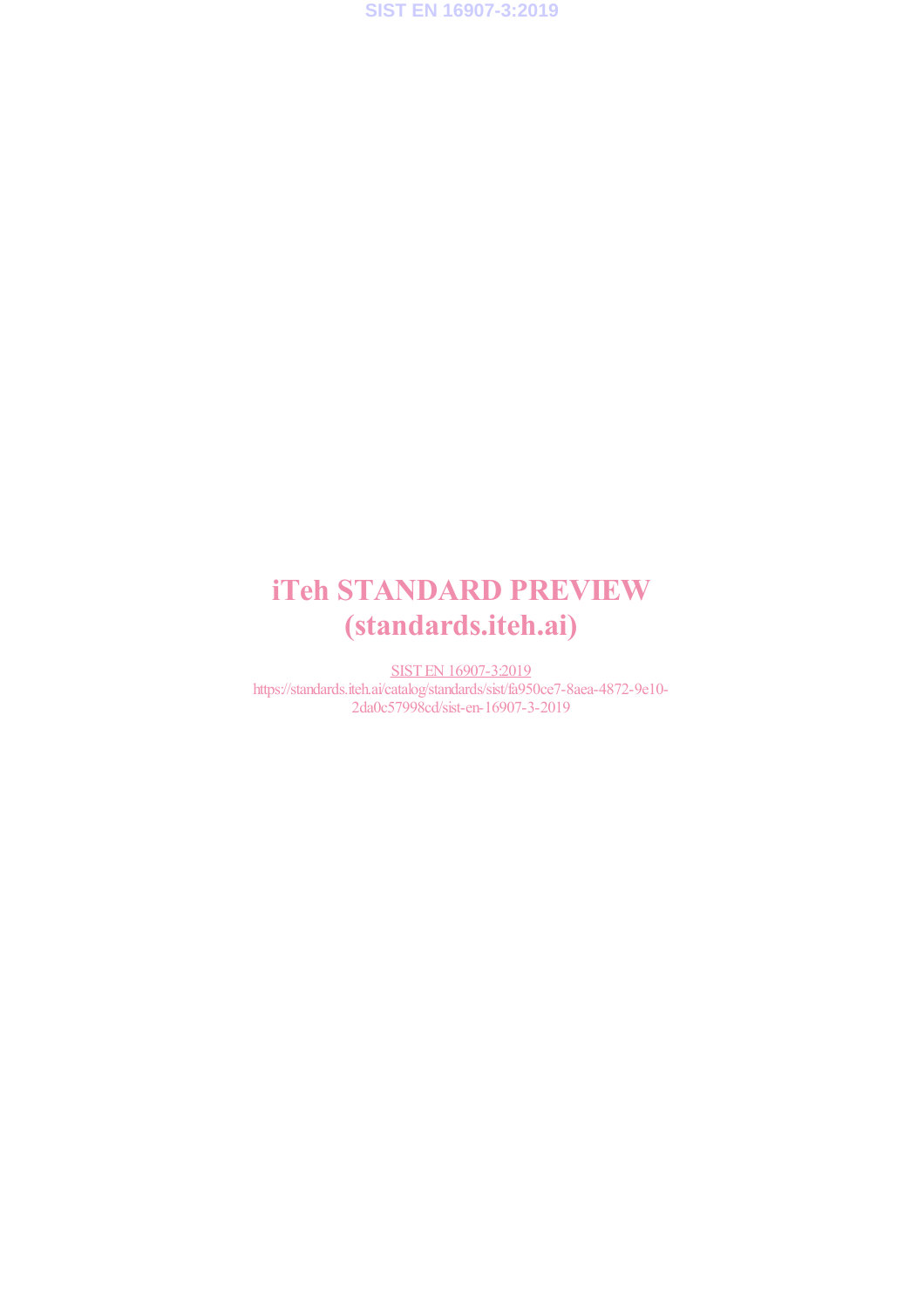# iTeh STANDARD PREVIEW
# (standards.iteh.ai)

SIST EN 16907-3:2019
https://standards.iteh.ai/catalog/standards/sist/fa950ce7-8aea-4872-9e10-2da0c57998cd/sist-en-16907-3-2019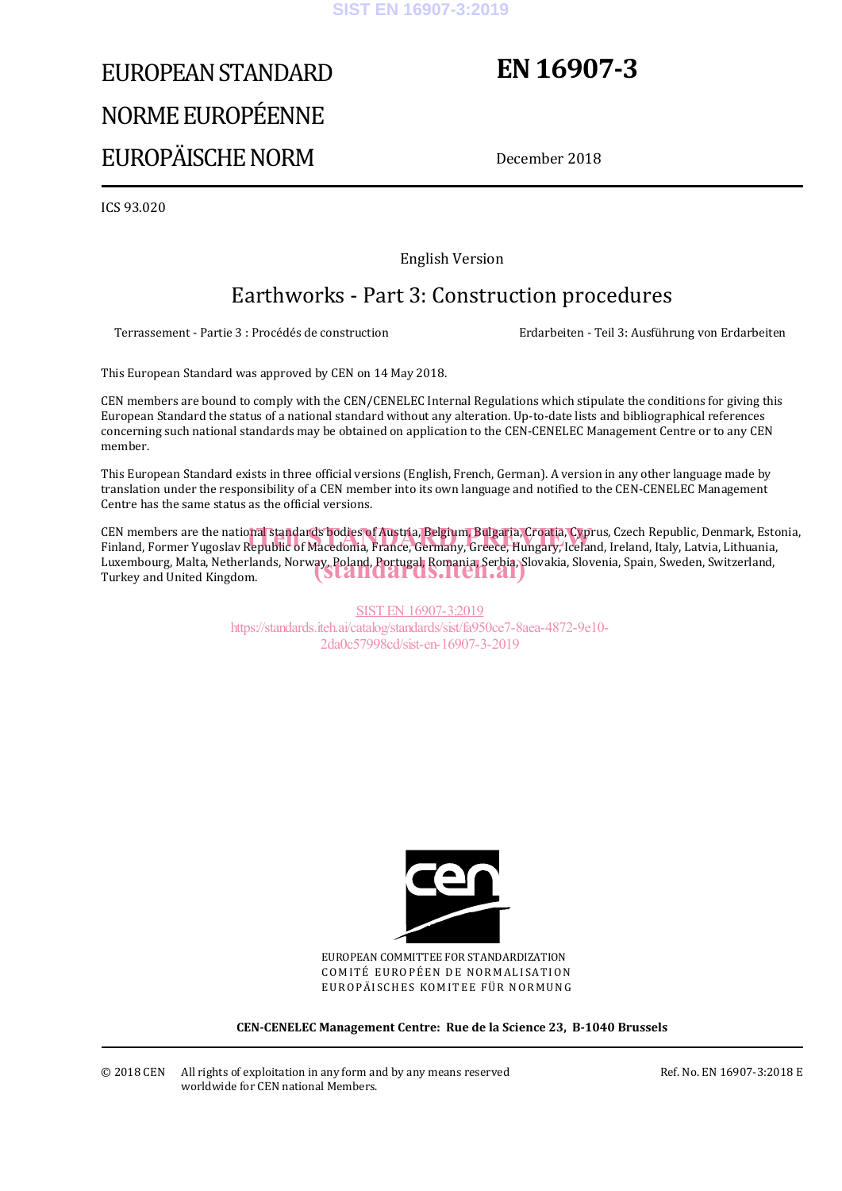EUROPEAN STANDARD

NORME EUROPÉENNE

EUROPÄISCHE NORM

# EN 16907-3

December 2018

ICS 93.020

English Version

## Earthworks - Part 3: Construction procedures

Terrassement - Partie 3 : Procédés de construction

Erdarbeiten - Teil 3: Ausführung von Erdarbeiten

This European Standard was approved by CEN on 14 May 2018.

CEN members are bound to comply with the CEN/CENELEC Internal Regulations which stipulate the conditions for giving this European Standard the status of a national standard without any alteration. Up-to-date lists and bibliographical references concerning such national standards may be obtained on application to the CEN-CENELEC Management Centre or to any CEN member.

This European Standard exists in three official versions (English, French, German). A version in any other language made by translation under the responsibility of a CEN member into its own language and notified to the CEN-CENELEC Management Centre has the same status as the official versions.

CEN members are the national standards bodies of Austria, Belgium, Bulgaria, Croatia, Cyprus, Czech Republic, Denmark, Estonia, Finland, Former Yugoslav Republic of Macedonia, France, Germany, Greece, Hungary, Iceland, Ireland, Italy, Latvia, Lithuania, Luxembourg, Malta, Netherlands, Norway, Poland, Portugal, Romania, Serbia, Slovakia, Slovenia, Spain, Sweden, Switzerland, Turkey and United Kingdom.

EUROPEAN COMMITTEE FOR STANDARDIZATION
COMITÉ EUROPÉEN DE NORMALISATION
EUROPÄISCHES KOMITEE FÜR NORMUNG

**CEN-CENELEC Management Centre: Rue de la Science 23, B-1040 Brussels**

© 2018 CEN All rights of exploitation in any form and by any means reserved worldwide for CEN national Members.

Ref. No. EN 16907-3:2018 E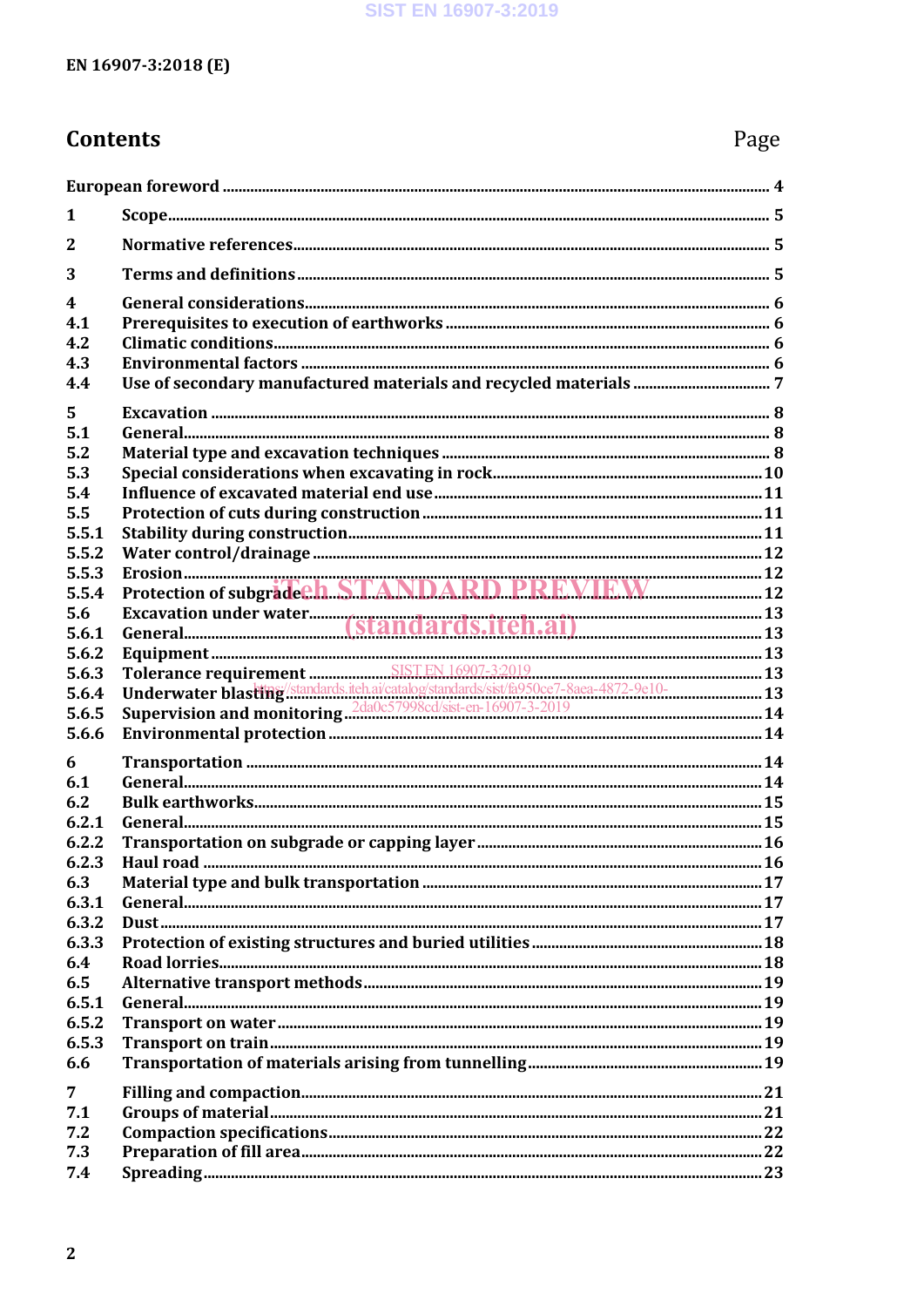## Contents

| | | Page |
|---|---|---|
| European foreword | | 4 |
| 1 | Scope | 5 |
| 2 | Normative references | 5 |
| 3 | Terms and definitions | 5 |
| 4 | General considerations | 6 |
| 4.1 | Prerequisites to execution of earthworks | 6 |
| 4.2 | Climatic conditions | 6 |
| 4.3 | Environmental factors | 6 |
| 4.4 | Use of secondary manufactured materials and recycled materials | 7 |
| 5 | Excavation | 8 |
| 5.1 | General | 8 |
| 5.2 | Material type and excavation techniques | 8 |
| 5.3 | Special considerations when excavating in rock | 10 |
| 5.4 | Influence of excavated material end use | 11 |
| 5.5 | Protection of cuts during construction | 11 |
| 5.5.1 | Stability during construction | 11 |
| 5.5.2 | Water control/drainage | 12 |
| 5.5.3 | Erosion | 12 |
| 5.5.4 | Protection of subgrade | 12 |
| 5.6 | Excavation under water | 13 |
| 5.6.1 | General | 13 |
| 5.6.2 | Equipment | 13 |
| 5.6.3 | Tolerance requirement | 13 |
| 5.6.4 | Underwater blasting | 13 |
| 5.6.5 | Supervision and monitoring | 14 |
| 5.6.6 | Environmental protection | 14 |
| 6 | Transportation | 14 |
| 6.1 | General | 14 |
| 6.2 | Bulk earthworks | 15 |
| 6.2.1 | General | 15 |
| 6.2.2 | Transportation on subgrade or capping layer | 16 |
| 6.2.3 | Haul road | 16 |
| 6.3 | Material type and bulk transportation | 17 |
| 6.3.1 | General | 17 |
| 6.3.2 | Dust | 17 |
| 6.3.3 | Protection of existing structures and buried utilities | 18 |
| 6.4 | Road lorries | 18 |
| 6.5 | Alternative transport methods | 19 |
| 6.5.1 | General | 19 |
| 6.5.2 | Transport on water | 19 |
| 6.5.3 | Transport on train | 19 |
| 6.6 | Transportation of materials arising from tunnelling | 19 |
| 7 | Filling and compaction | 21 |
| 7.1 | Groups of material | 21 |
| 7.2 | Compaction specifications | 22 |
| 7.3 | Preparation of fill area | 22 |
| 7.4 | Spreading | 23 |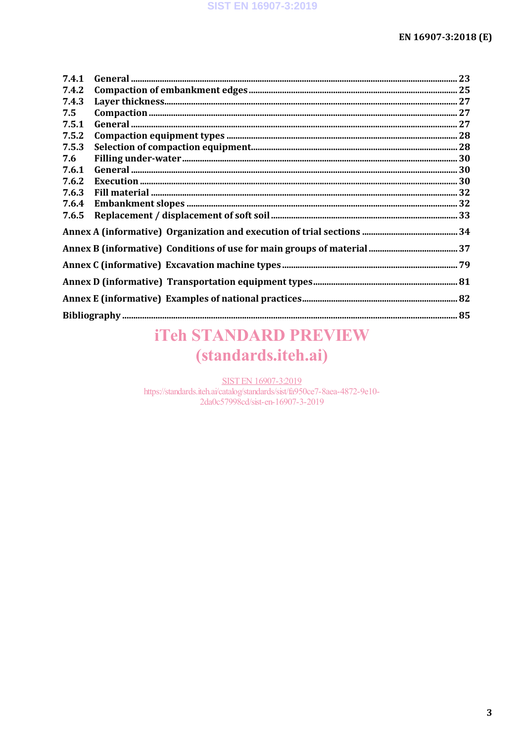7.4.1 General ..... 23
7.4.2 Compaction of embankment edges ..... 25
7.4.3 Layer thickness ..... 27
7.5 Compaction ..... 27
7.5.1 General ..... 27
7.5.2 Compaction equipment types ..... 28
7.5.3 Selection of compaction equipment ..... 28
7.6 Filling under-water ..... 30
7.6.1 General ..... 30
7.6.2 Execution ..... 30
7.6.3 Fill material ..... 32
7.6.4 Embankment slopes ..... 32
7.6.5 Replacement / displacement of soft soil ..... 33

Annex A (informative) Organization and execution of trial sections ..... 34

Annex B (informative) Conditions of use for main groups of material ..... 37

Annex C (informative) Excavation machine types ..... 79

Annex D (informative) Transportation equipment types ..... 81

Annex E (informative) Examples of national practices ..... 82

Bibliography ..... 85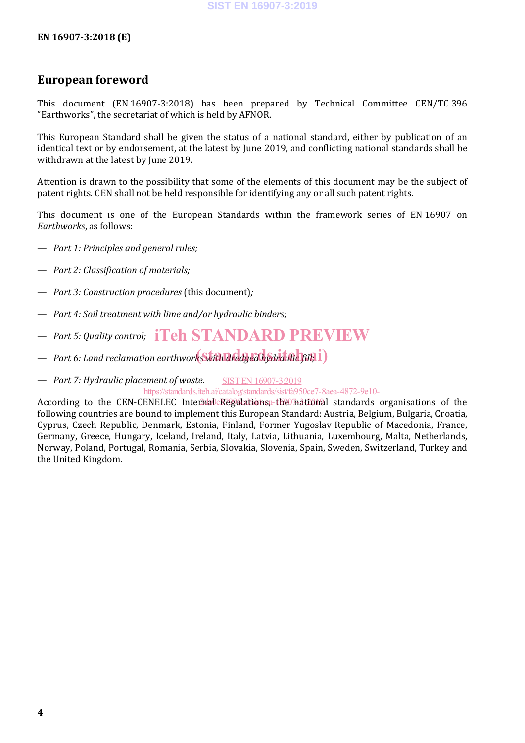## European foreword

This document (EN 16907-3:2018) has been prepared by Technical Committee CEN/TC 396 “Earthworks”, the secretariat of which is held by AFNOR.

This European Standard shall be given the status of a national standard, either by publication of an identical text or by endorsement, at the latest by June 2019, and conflicting national standards shall be withdrawn at the latest by June 2019.

Attention is drawn to the possibility that some of the elements of this document may be the subject of patent rights. CEN shall not be held responsible for identifying any or all such patent rights.

This document is one of the European Standards within the framework series of EN 16907 on *Earthworks*, as follows:

— *Part 1: Principles and general rules;*

— *Part 2: Classification of materials;*

— *Part 3: Construction procedures* (this document)*;*

— *Part 4: Soil treatment with lime and/or hydraulic binders;*

— *Part 5: Quality control;*

— *Part 6: Land reclamation earthworks with dredged hydraulic fill;*

— *Part 7: Hydraulic placement of waste.*

According to the CEN-CENELEC Internal Regulations, the national standards organisations of the following countries are bound to implement this European Standard: Austria, Belgium, Bulgaria, Croatia, Cyprus, Czech Republic, Denmark, Estonia, Finland, Former Yugoslav Republic of Macedonia, France, Germany, Greece, Hungary, Iceland, Ireland, Italy, Latvia, Lithuania, Luxembourg, Malta, Netherlands, Norway, Poland, Portugal, Romania, Serbia, Slovakia, Slovenia, Spain, Sweden, Switzerland, Turkey and the United Kingdom.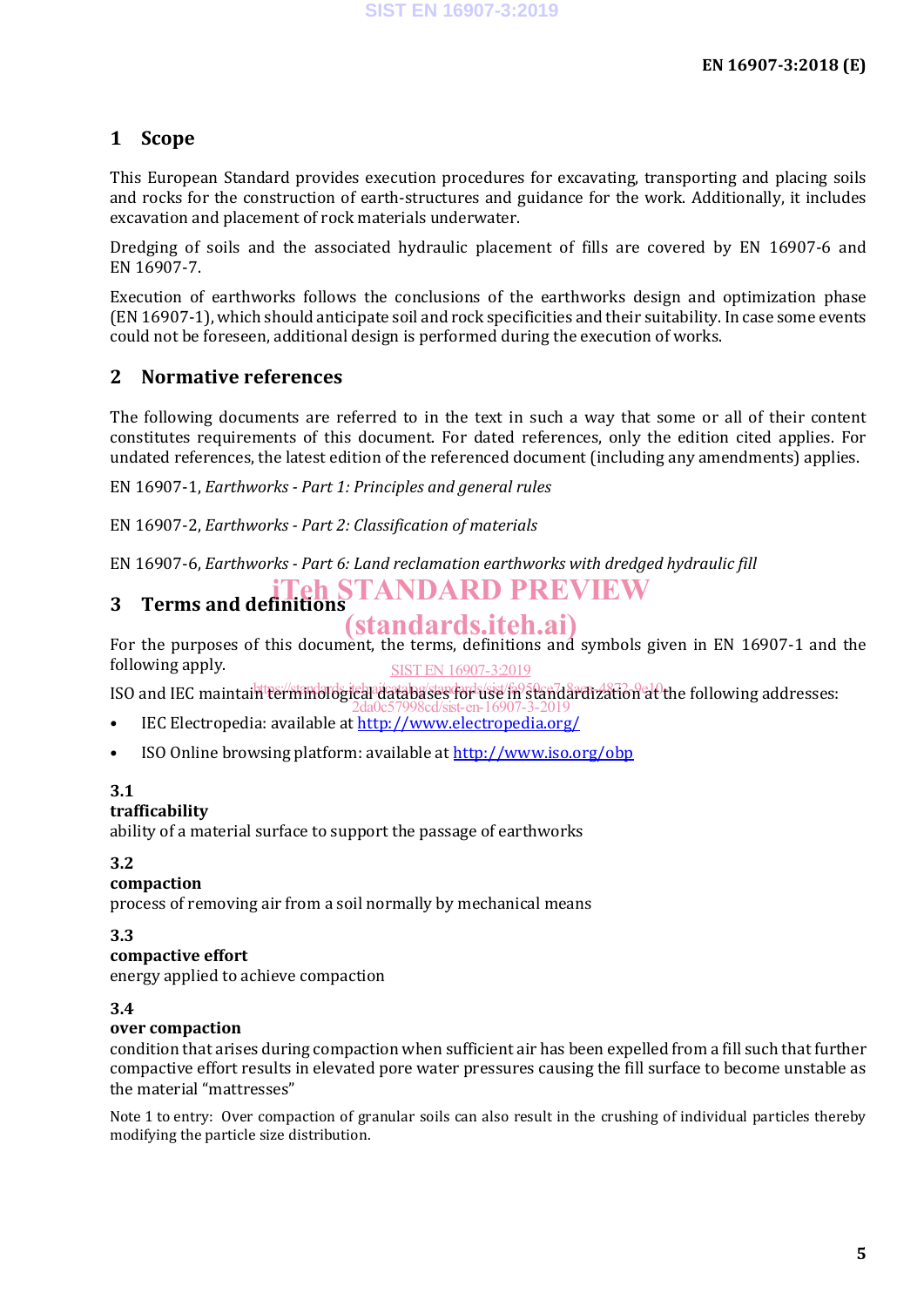# 1 Scope

This European Standard provides execution procedures for excavating, transporting and placing soils and rocks for the construction of earth-structures and guidance for the work. Additionally, it includes excavation and placement of rock materials underwater.

Dredging of soils and the associated hydraulic placement of fills are covered by EN 16907-6 and EN 16907-7.

Execution of earthworks follows the conclusions of the earthworks design and optimization phase (EN 16907-1), which should anticipate soil and rock specificities and their suitability. In case some events could not be foreseen, additional design is performed during the execution of works.

# 2 Normative references

The following documents are referred to in the text in such a way that some or all of their content constitutes requirements of this document. For dated references, only the edition cited applies. For undated references, the latest edition of the referenced document (including any amendments) applies.

EN 16907-1, *Earthworks - Part 1: Principles and general rules*

EN 16907-2, *Earthworks - Part 2: Classification of materials*

EN 16907-6, *Earthworks - Part 6: Land reclamation earthworks with dredged hydraulic fill*

# 3 Terms and definitions

For the purposes of this document, the terms, definitions and symbols given in EN 16907-1 and the following apply.

ISO and IEC maintain terminological databases for use in standardization at the following addresses:

- IEC Electropedia: available at http://www.electropedia.org/
- ISO Online browsing platform: available at http://www.iso.org/obp

**3.1**
**trafficability**
ability of a material surface to support the passage of earthworks

**3.2**
**compaction**
process of removing air from a soil normally by mechanical means

**3.3**
**compactive effort**
energy applied to achieve compaction

**3.4**
**over compaction**
condition that arises during compaction when sufficient air has been expelled from a fill such that further compactive effort results in elevated pore water pressures causing the fill surface to become unstable as the material "mattresses"

Note 1 to entry: Over compaction of granular soils can also result in the crushing of individual particles thereby modifying the particle size distribution.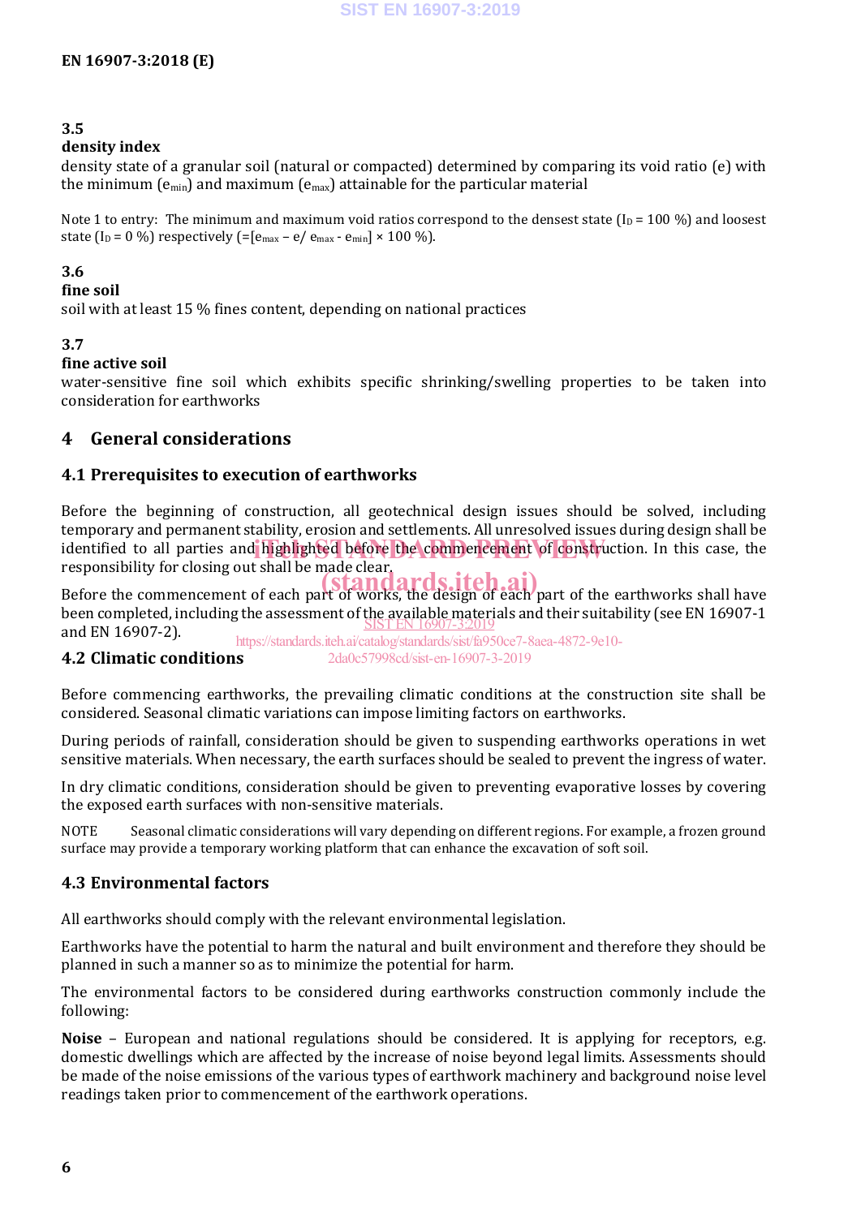### 3.5

**density index**

density state of a granular soil (natural or compacted) determined by comparing its void ratio (e) with the minimum ($e_{min}$) and maximum ($e_{max}$) attainable for the particular material

Note 1 to entry: The minimum and maximum void ratios correspond to the densest state ($I_D$ = 100 %) and loosest state ($I_D$ = 0 %) respectively (=[$e_{max}$ – e/ $e_{max}$ - $e_{min}$] × 100 %).

### 3.6

**fine soil**

soil with at least 15 % fines content, depending on national practices

### 3.7

**fine active soil**

water-sensitive fine soil which exhibits specific shrinking/swelling properties to be taken into consideration for earthworks

## 4 General considerations

### 4.1 Prerequisites to execution of earthworks

Before the beginning of construction, all geotechnical design issues should be solved, including temporary and permanent stability, erosion and settlements. All unresolved issues during design shall be identified to all parties and highlighted before the commencement of construction. In this case, the responsibility for closing out shall be made clear.

Before the commencement of each part of works, the design of each part of the earthworks shall have been completed, including the assessment of the available materials and their suitability (see EN 16907-1 and EN 16907-2).

### 4.2 Climatic conditions

Before commencing earthworks, the prevailing climatic conditions at the construction site shall be considered. Seasonal climatic variations can impose limiting factors on earthworks.

During periods of rainfall, consideration should be given to suspending earthworks operations in wet sensitive materials. When necessary, the earth surfaces should be sealed to prevent the ingress of water.

In dry climatic conditions, consideration should be given to preventing evaporative losses by covering the exposed earth surfaces with non-sensitive materials.

NOTE Seasonal climatic considerations will vary depending on different regions. For example, a frozen ground surface may provide a temporary working platform that can enhance the excavation of soft soil.

### 4.3 Environmental factors

All earthworks should comply with the relevant environmental legislation.

Earthworks have the potential to harm the natural and built environment and therefore they should be planned in such a manner so as to minimize the potential for harm.

The environmental factors to be considered during earthworks construction commonly include the following:

**Noise** – European and national regulations should be considered. It is applying for receptors, e.g. domestic dwellings which are affected by the increase of noise beyond legal limits. Assessments should be made of the noise emissions of the various types of earthwork machinery and background noise level readings taken prior to commencement of the earthwork operations.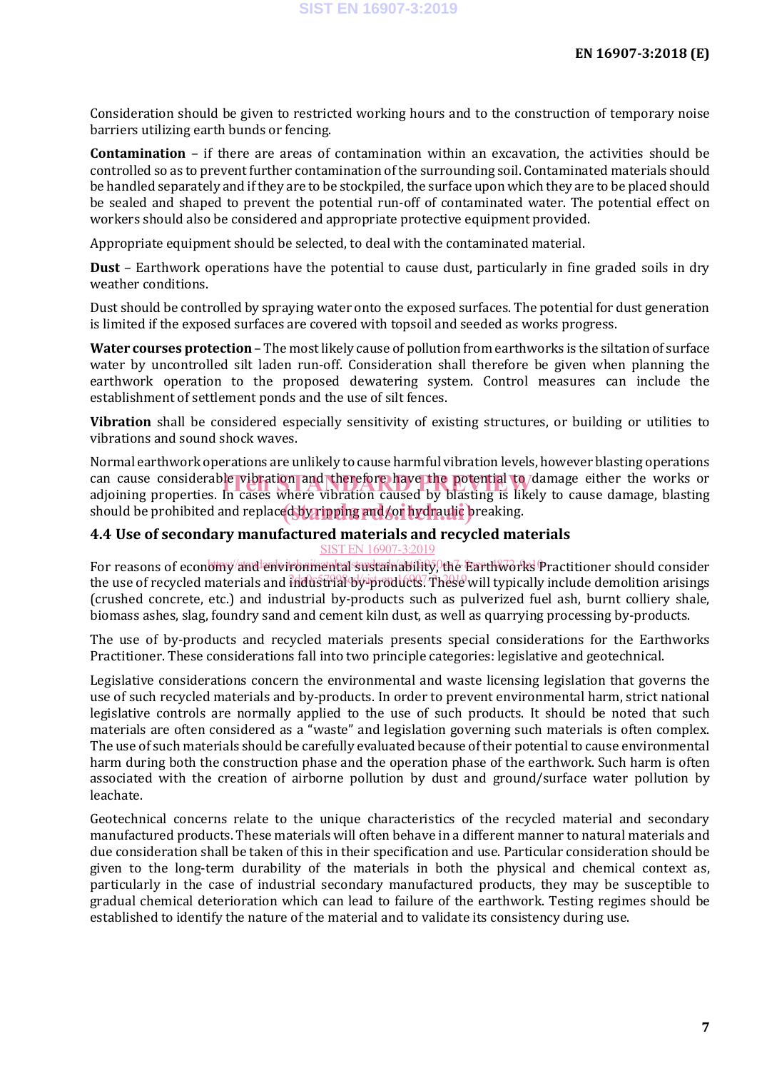Consideration should be given to restricted working hours and to the construction of temporary noise barriers utilizing earth bunds or fencing.

**Contamination** – if there are areas of contamination within an excavation, the activities should be controlled so as to prevent further contamination of the surrounding soil. Contaminated materials should be handled separately and if they are to be stockpiled, the surface upon which they are to be placed should be sealed and shaped to prevent the potential run-off of contaminated water. The potential effect on workers should also be considered and appropriate protective equipment provided.

Appropriate equipment should be selected, to deal with the contaminated material.

**Dust** – Earthwork operations have the potential to cause dust, particularly in fine graded soils in dry weather conditions.

Dust should be controlled by spraying water onto the exposed surfaces. The potential for dust generation is limited if the exposed surfaces are covered with topsoil and seeded as works progress.

**Water courses protection** – The most likely cause of pollution from earthworks is the siltation of surface water by uncontrolled silt laden run-off. Consideration shall therefore be given when planning the earthwork operation to the proposed dewatering system. Control measures can include the establishment of settlement ponds and the use of silt fences.

**Vibration** shall be considered especially sensitivity of existing structures, or building or utilities to vibrations and sound shock waves.

Normal earthwork operations are unlikely to cause harmful vibration levels, however blasting operations can cause considerable vibration and therefore have the potential to damage either the works or adjoining properties. In cases where vibration caused by blasting is likely to cause damage, blasting should be prohibited and replaced by ripping and/or hydraulic breaking.

### 4.4 Use of secondary manufactured materials and recycled materials

For reasons of economy and environmental sustainability, the Earthworks Practitioner should consider the use of recycled materials and industrial by-products. These will typically include demolition arisings (crushed concrete, etc.) and industrial by-products such as pulverized fuel ash, burnt colliery shale, biomass ashes, slag, foundry sand and cement kiln dust, as well as quarrying processing by-products.

The use of by-products and recycled materials presents special considerations for the Earthworks Practitioner. These considerations fall into two principle categories: legislative and geotechnical.

Legislative considerations concern the environmental and waste licensing legislation that governs the use of such recycled materials and by-products. In order to prevent environmental harm, strict national legislative controls are normally applied to the use of such products. It should be noted that such materials are often considered as a "waste" and legislation governing such materials is often complex. The use of such materials should be carefully evaluated because of their potential to cause environmental harm during both the construction phase and the operation phase of the earthwork. Such harm is often associated with the creation of airborne pollution by dust and ground/surface water pollution by leachate.

Geotechnical concerns relate to the unique characteristics of the recycled material and secondary manufactured products. These materials will often behave in a different manner to natural materials and due consideration shall be taken of this in their specification and use. Particular consideration should be given to the long-term durability of the materials in both the physical and chemical context as, particularly in the case of industrial secondary manufactured products, they may be susceptible to gradual chemical deterioration which can lead to failure of the earthwork. Testing regimes should be established to identify the nature of the material and to validate its consistency during use.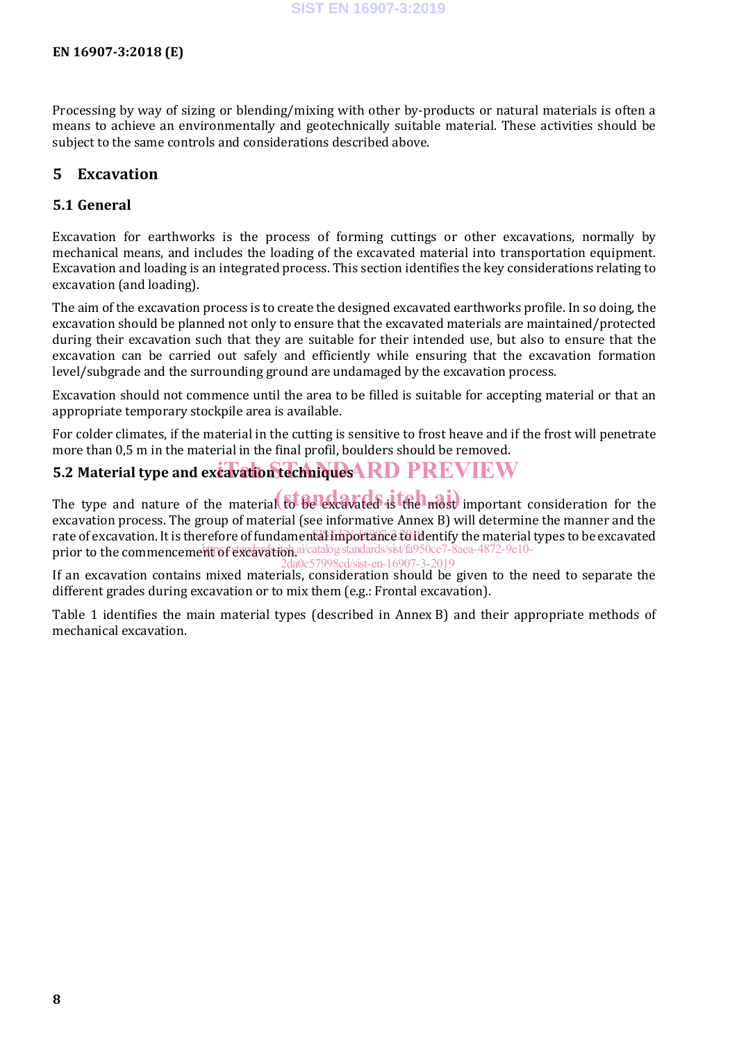Processing by way of sizing or blending/mixing with other by-products or natural materials is often a means to achieve an environmentally and geotechnically suitable material. These activities should be subject to the same controls and considerations described above.

## 5 Excavation

### 5.1 General

Excavation for earthworks is the process of forming cuttings or other excavations, normally by mechanical means, and includes the loading of the excavated material into transportation equipment. Excavation and loading is an integrated process. This section identifies the key considerations relating to excavation (and loading).

The aim of the excavation process is to create the designed excavated earthworks profile. In so doing, the excavation should be planned not only to ensure that the excavated materials are maintained/protected during their excavation such that they are suitable for their intended use, but also to ensure that the excavation can be carried out safely and efficiently while ensuring that the excavation formation level/subgrade and the surrounding ground are undamaged by the excavation process.

Excavation should not commence until the area to be filled is suitable for accepting material or that an appropriate temporary stockpile area is available.

For colder climates, if the material in the cutting is sensitive to frost heave and if the frost will penetrate more than 0,5 m in the material in the final profil, boulders should be removed.

### 5.2 Material type and excavation techniques

The type and nature of the material to be excavated is the most important consideration for the excavation process. The group of material (see informative Annex B) will determine the manner and the rate of excavation. It is therefore of fundamental importance to identify the material types to be excavated prior to the commencement of excavation.

If an excavation contains mixed materials, consideration should be given to the need to separate the different grades during excavation or to mix them (e.g.: Frontal excavation).

Table 1 identifies the main material types (described in Annex B) and their appropriate methods of mechanical excavation.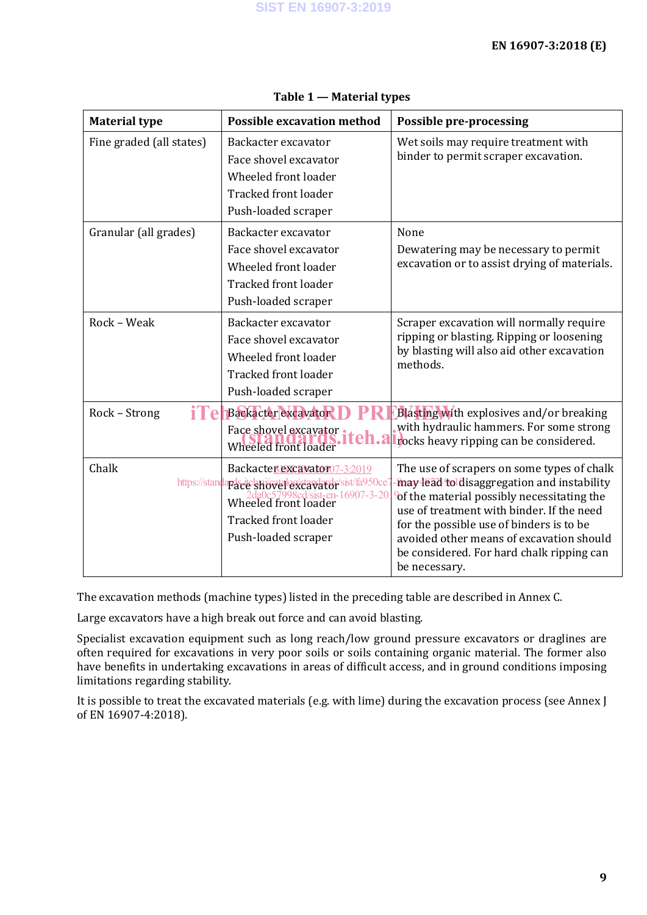**Table 1 — Material types**

| Material type | Possible excavation method | Possible pre-processing |
|---|---|---|
| Fine graded (all states) | Backacter excavator<br>Face shovel excavator<br>Wheeled front loader<br>Tracked front loader<br>Push-loaded scraper | Wet soils may require treatment with binder to permit scraper excavation. |
| Granular (all grades) | Backacter excavator<br>Face shovel excavator<br>Wheeled front loader<br>Tracked front loader<br>Push-loaded scraper | None<br>Dewatering may be necessary to permit excavation or to assist drying of materials. |
| Rock – Weak | Backacter excavator<br>Face shovel excavator<br>Wheeled front loader<br>Tracked front loader<br>Push-loaded scraper | Scraper excavation will normally require ripping or blasting. Ripping or loosening by blasting will also aid other excavation methods. |
| Rock – Strong | Backacter excavator<br>Face shovel excavator<br>Wheeled front loader | Blasting with explosives and/or breaking with hydraulic hammers. For some strong rocks heavy ripping can be considered. |
| Chalk | Backacter excavator<br>Face shovel excavator<br>Wheeled front loader<br>Tracked front loader<br>Push-loaded scraper | The use of scrapers on some types of chalk may lead to disaggregation and instability of the material possibly necessitating the use of treatment with binder. If the need for the possible use of binders is to be avoided other means of excavation should be considered. For hard chalk ripping can be necessary. |

The excavation methods (machine types) listed in the preceding table are described in Annex C.

Large excavators have a high break out force and can avoid blasting.

Specialist excavation equipment such as long reach/low ground pressure excavators or draglines are often required for excavations in very poor soils or soils containing organic material. The former also have benefits in undertaking excavations in areas of difficult access, and in ground conditions imposing limitations regarding stability.

It is possible to treat the excavated materials (e.g. with lime) during the excavation process (see Annex J of EN 16907-4:2018).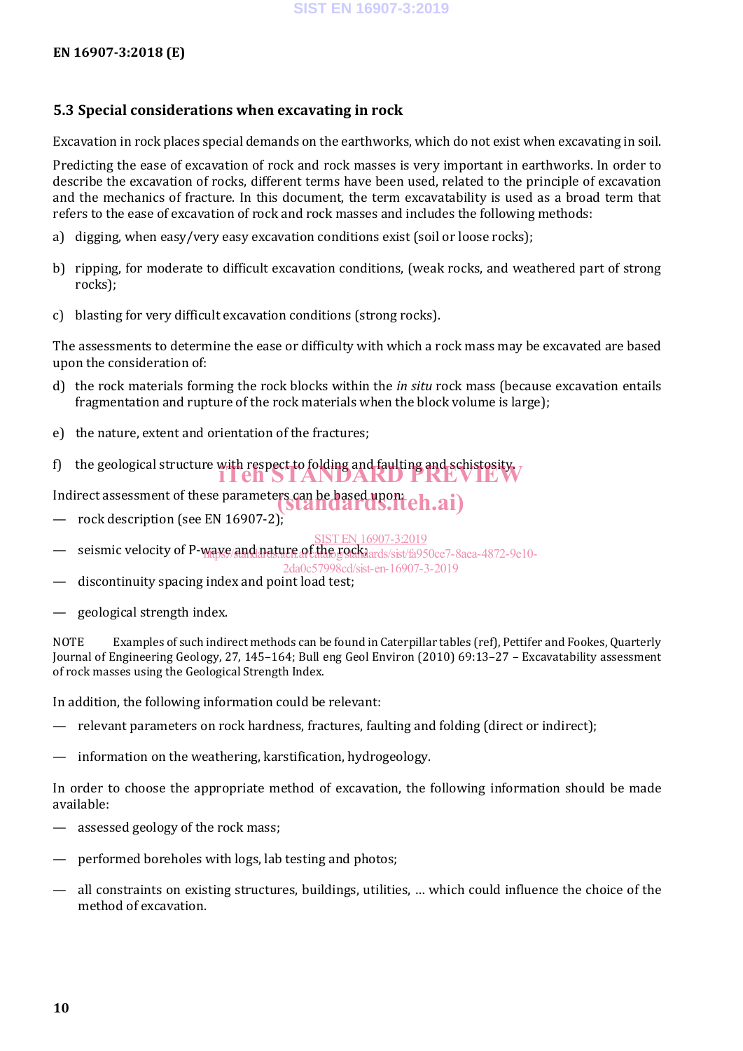## 5.3 Special considerations when excavating in rock

Excavation in rock places special demands on the earthworks, which do not exist when excavating in soil.

Predicting the ease of excavation of rock and rock masses is very important in earthworks. In order to describe the excavation of rocks, different terms have been used, related to the principle of excavation and the mechanics of fracture. In this document, the term excavatability is used as a broad term that refers to the ease of excavation of rock and rock masses and includes the following methods:

a) digging, when easy/very easy excavation conditions exist (soil or loose rocks);

b) ripping, for moderate to difficult excavation conditions, (weak rocks, and weathered part of strong rocks);

c) blasting for very difficult excavation conditions (strong rocks).

The assessments to determine the ease or difficulty with which a rock mass may be excavated are based upon the consideration of:

d) the rock materials forming the rock blocks within the *in situ* rock mass (because excavation entails fragmentation and rupture of the rock materials when the block volume is large);

e) the nature, extent and orientation of the fractures;

f) the geological structure with respect to folding and faulting and schistosity.

Indirect assessment of these parameters can be based upon:

— rock description (see EN 16907-2);

— seismic velocity of P-wave and nature of the rock;

— discontinuity spacing index and point load test;

— geological strength index.

NOTE Examples of such indirect methods can be found in Caterpillar tables (ref), Pettifer and Fookes, Quarterly Journal of Engineering Geology, 27, 145–164; Bull eng Geol Environ (2010) 69:13–27 – Excavatability assessment of rock masses using the Geological Strength Index.

In addition, the following information could be relevant:

— relevant parameters on rock hardness, fractures, faulting and folding (direct or indirect);

— information on the weathering, karstification, hydrogeology.

In order to choose the appropriate method of excavation, the following information should be made available:

— assessed geology of the rock mass;

— performed boreholes with logs, lab testing and photos;

— all constraints on existing structures, buildings, utilities, … which could influence the choice of the method of excavation.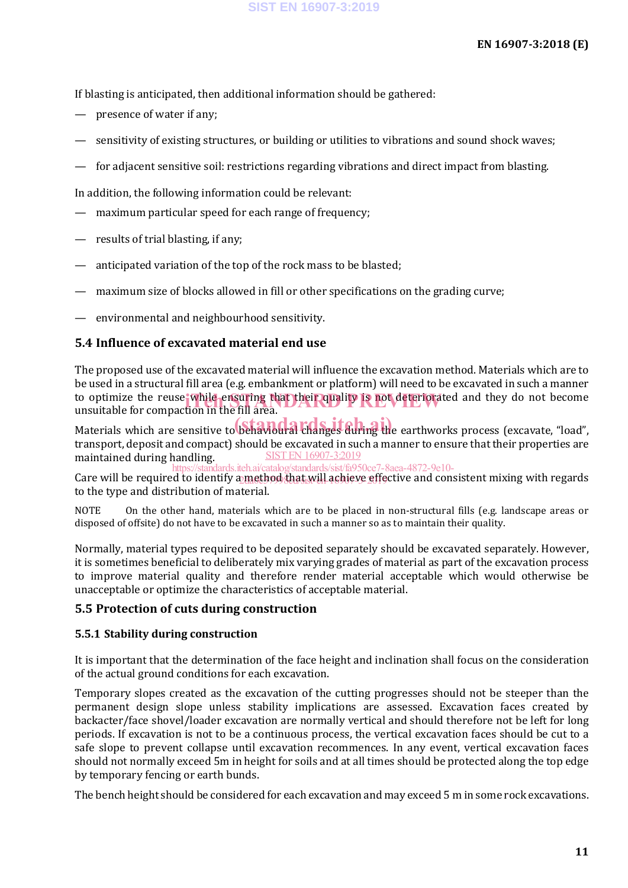If blasting is anticipated, then additional information should be gathered:

- presence of water if any;
- sensitivity of existing structures, or building or utilities to vibrations and sound shock waves;
- for adjacent sensitive soil: restrictions regarding vibrations and direct impact from blasting.

In addition, the following information could be relevant:

- maximum particular speed for each range of frequency;
- results of trial blasting, if any;
- anticipated variation of the top of the rock mass to be blasted;
- maximum size of blocks allowed in fill or other specifications on the grading curve;
- environmental and neighbourhood sensitivity.

## 5.4 Influence of excavated material end use

The proposed use of the excavated material will influence the excavation method. Materials which are to be used in a structural fill area (e.g. embankment or platform) will need to be excavated in such a manner to optimize the reuse while ensuring that their quality is not deteriorated and they do not become unsuitable for compaction in the fill area.

Materials which are sensitive to behavioural changes during the earthworks process (excavate, "load", transport, deposit and compact) should be excavated in such a manner to ensure that their properties are maintained during handling.

Care will be required to identify a method that will achieve effective and consistent mixing with regards to the type and distribution of material.

NOTE On the other hand, materials which are to be placed in non-structural fills (e.g. landscape areas or disposed of offsite) do not have to be excavated in such a manner so as to maintain their quality.

Normally, material types required to be deposited separately should be excavated separately. However, it is sometimes beneficial to deliberately mix varying grades of material as part of the excavation process to improve material quality and therefore render material acceptable which would otherwise be unacceptable or optimize the characteristics of acceptable material.

## 5.5 Protection of cuts during construction

### 5.5.1 Stability during construction

It is important that the determination of the face height and inclination shall focus on the consideration of the actual ground conditions for each excavation.

Temporary slopes created as the excavation of the cutting progresses should not be steeper than the permanent design slope unless stability implications are assessed. Excavation faces created by backacter/face shovel/loader excavation are normally vertical and should therefore not be left for long periods. If excavation is not to be a continuous process, the vertical excavation faces should be cut to a safe slope to prevent collapse until excavation recommences. In any event, vertical excavation faces should not normally exceed 5m in height for soils and at all times should be protected along the top edge by temporary fencing or earth bunds.

The bench height should be considered for each excavation and may exceed 5 m in some rock excavations.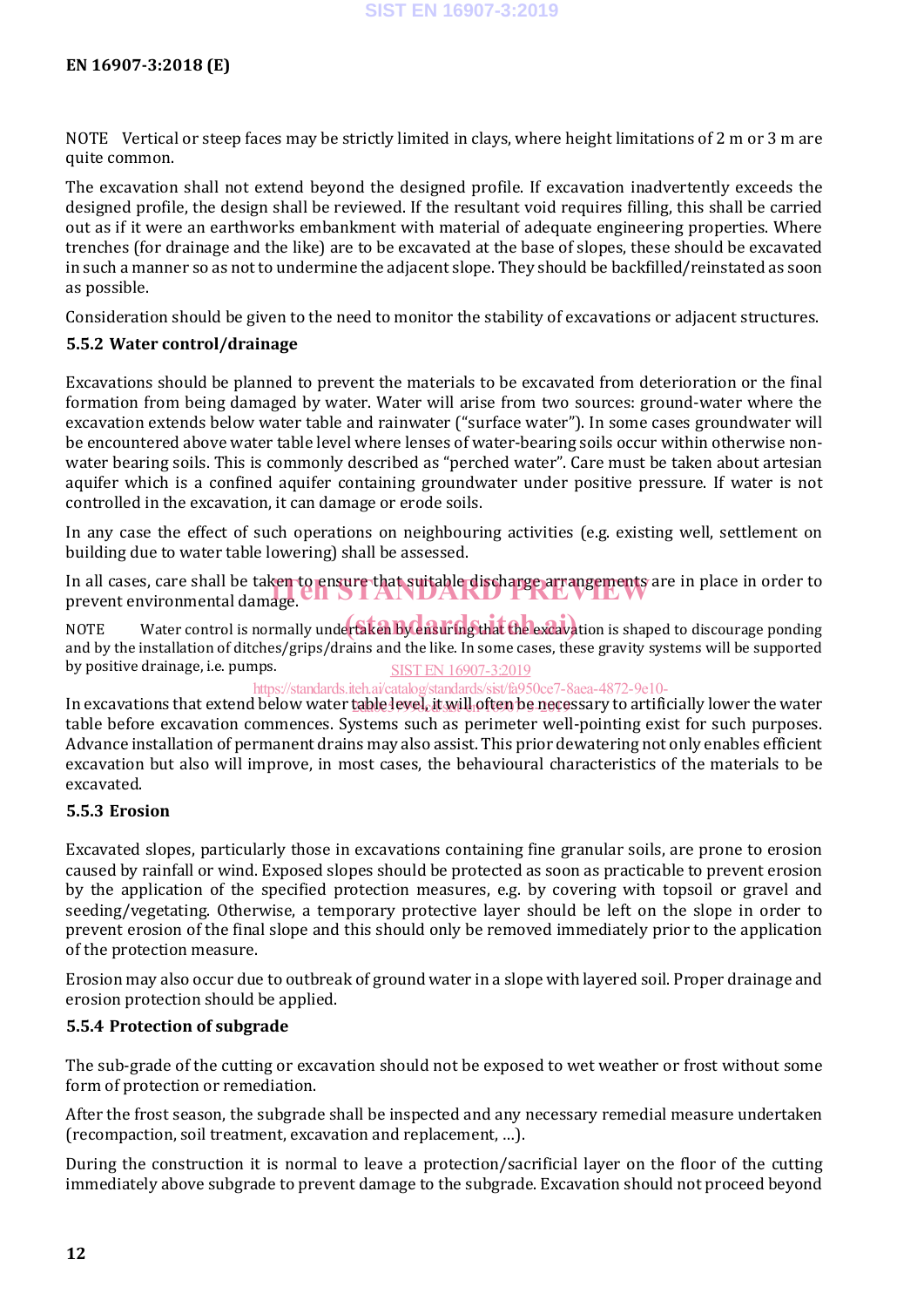NOTE Vertical or steep faces may be strictly limited in clays, where height limitations of 2 m or 3 m are quite common.

The excavation shall not extend beyond the designed profile. If excavation inadvertently exceeds the designed profile, the design shall be reviewed. If the resultant void requires filling, this shall be carried out as if it were an earthworks embankment with material of adequate engineering properties. Where trenches (for drainage and the like) are to be excavated at the base of slopes, these should be excavated in such a manner so as not to undermine the adjacent slope. They should be backfilled/reinstated as soon as possible.

Consideration should be given to the need to monitor the stability of excavations or adjacent structures.

### 5.5.2 Water control/drainage

Excavations should be planned to prevent the materials to be excavated from deterioration or the final formation from being damaged by water. Water will arise from two sources: ground-water where the excavation extends below water table and rainwater ("surface water"). In some cases groundwater will be encountered above water table level where lenses of water-bearing soils occur within otherwise non-water bearing soils. This is commonly described as "perched water". Care must be taken about artesian aquifer which is a confined aquifer containing groundwater under positive pressure. If water is not controlled in the excavation, it can damage or erode soils.

In any case the effect of such operations on neighbouring activities (e.g. existing well, settlement on building due to water table lowering) shall be assessed.

In all cases, care shall be taken to ensure that suitable discharge arrangements are in place in order to prevent environmental damage.

NOTE Water control is normally undertaken by ensuring that the excavation is shaped to discourage ponding and by the installation of ditches/grips/drains and the like. In some cases, these gravity systems will be supported by positive drainage, i.e. pumps.

In excavations that extend below water table level, it will often be necessary to artificially lower the water table before excavation commences. Systems such as perimeter well-pointing exist for such purposes. Advance installation of permanent drains may also assist. This prior dewatering not only enables efficient excavation but also will improve, in most cases, the behavioural characteristics of the materials to be excavated.

### 5.5.3 Erosion

Excavated slopes, particularly those in excavations containing fine granular soils, are prone to erosion caused by rainfall or wind. Exposed slopes should be protected as soon as practicable to prevent erosion by the application of the specified protection measures, e.g. by covering with topsoil or gravel and seeding/vegetating. Otherwise, a temporary protective layer should be left on the slope in order to prevent erosion of the final slope and this should only be removed immediately prior to the application of the protection measure.

Erosion may also occur due to outbreak of ground water in a slope with layered soil. Proper drainage and erosion protection should be applied.

### 5.5.4 Protection of subgrade

The sub-grade of the cutting or excavation should not be exposed to wet weather or frost without some form of protection or remediation.

After the frost season, the subgrade shall be inspected and any necessary remedial measure undertaken (recompaction, soil treatment, excavation and replacement, …).

During the construction it is normal to leave a protection/sacrificial layer on the floor of the cutting immediately above subgrade to prevent damage to the subgrade. Excavation should not proceed beyond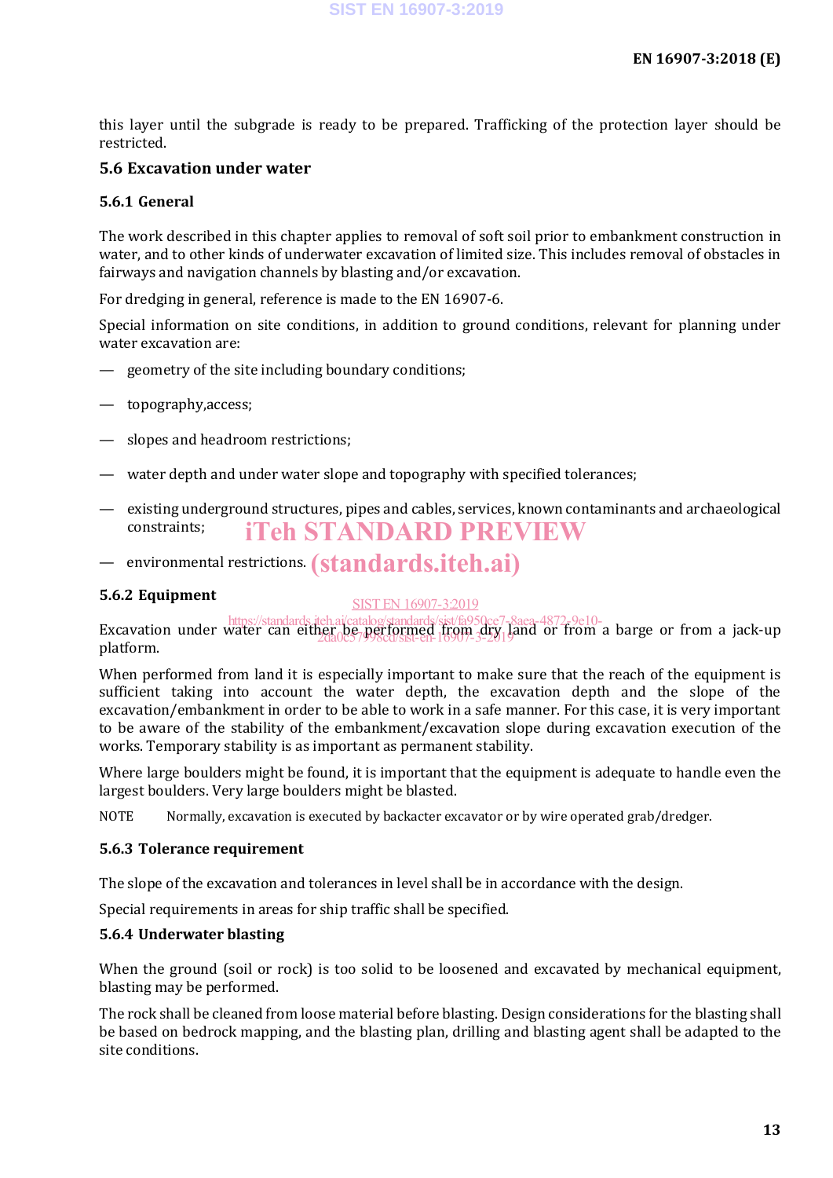this layer until the subgrade is ready to be prepared. Trafficking of the protection layer should be restricted.

## 5.6 Excavation under water

### 5.6.1 General

The work described in this chapter applies to removal of soft soil prior to embankment construction in water, and to other kinds of underwater excavation of limited size. This includes removal of obstacles in fairways and navigation channels by blasting and/or excavation.

For dredging in general, reference is made to the EN 16907-6.

Special information on site conditions, in addition to ground conditions, relevant for planning under water excavation are:

- geometry of the site including boundary conditions;
- topography,access;
- slopes and headroom restrictions;
- water depth and under water slope and topography with specified tolerances;
- existing underground structures, pipes and cables, services, known contaminants and archaeological constraints;
- environmental restrictions.

### 5.6.2 Equipment

Excavation under water can either be performed from dry land or from a barge or from a jack-up platform.

When performed from land it is especially important to make sure that the reach of the equipment is sufficient taking into account the water depth, the excavation depth and the slope of the excavation/embankment in order to be able to work in a safe manner. For this case, it is very important to be aware of the stability of the embankment/excavation slope during excavation execution of the works. Temporary stability is as important as permanent stability.

Where large boulders might be found, it is important that the equipment is adequate to handle even the largest boulders. Very large boulders might be blasted.

NOTE Normally, excavation is executed by backacter excavator or by wire operated grab/dredger.

### 5.6.3 Tolerance requirement

The slope of the excavation and tolerances in level shall be in accordance with the design.

Special requirements in areas for ship traffic shall be specified.

### 5.6.4 Underwater blasting

When the ground (soil or rock) is too solid to be loosened and excavated by mechanical equipment, blasting may be performed.

The rock shall be cleaned from loose material before blasting. Design considerations for the blasting shall be based on bedrock mapping, and the blasting plan, drilling and blasting agent shall be adapted to the site conditions.